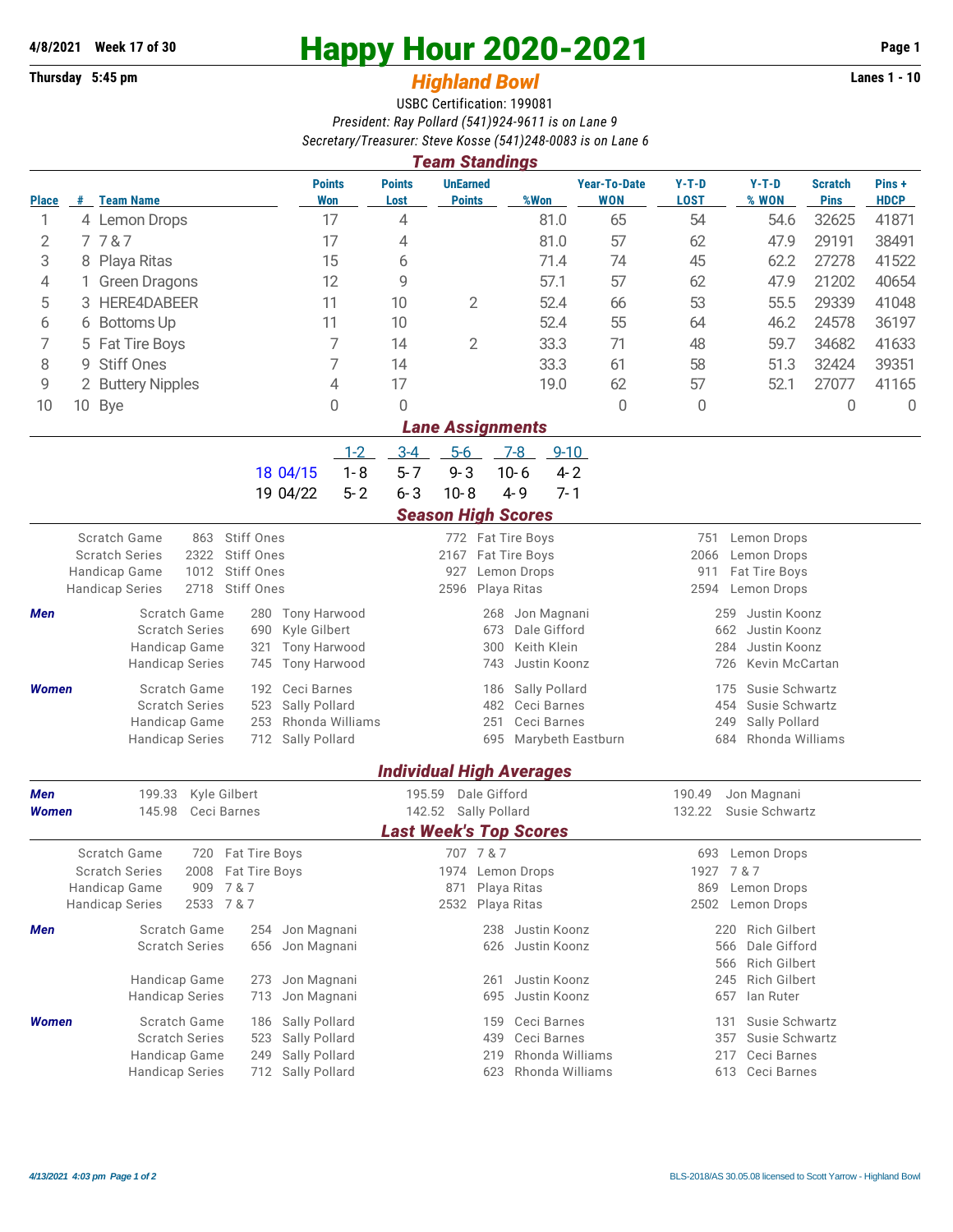**4/8/2021 Week 17 of 30**

# Happy Hour 2020-2021

## Highland Bowl

**Thursday 5:45 pm** — **Lanes 1 - 10**

USBC Certification: 199081

*President: Ray Pollard (541)924-9611 is on Lane 9*

*Secretary/Treasurer: Steve Kosse (541)248-0083 is on Lane 6*

### Team Standings

| Place | # | Team Name | Points Won | Points Lost | UnEarned Points | %Won | Year-To-Date WON | Y-T-D LOST | Y-T-D % WON | Scratch Pins | Pins + HDCP |
|---|---|---|---|---|---|---|---|---|---|---|---|
| 1 | 4 | Lemon Drops | 17 | 4 | | 81.0 | 65 | 54 | 54.6 | 32625 | 41871 |
| 2 | 7 | 7 & 7 | 17 | 4 | | 81.0 | 57 | 62 | 47.9 | 29191 | 38491 |
| 3 | 8 | Playa Ritas | 15 | 6 | | 71.4 | 74 | 45 | 62.2 | 27278 | 41522 |
| 4 | 1 | Green Dragons | 12 | 9 | | 57.1 | 57 | 62 | 47.9 | 21202 | 40654 |
| 5 | 3 | HERE4DABEER | 11 | 10 | 2 | 52.4 | 66 | 53 | 55.5 | 29339 | 41048 |
| 6 | 6 | Bottoms Up | 11 | 10 | | 52.4 | 55 | 64 | 46.2 | 24578 | 36197 |
| 7 | 5 | Fat Tire Boys | 7 | 14 | 2 | 33.3 | 71 | 48 | 59.7 | 34682 | 41633 |
| 8 | 9 | Stiff Ones | 7 | 14 | | 33.3 | 61 | 58 | 51.3 | 32424 | 39351 |
| 9 | 2 | Buttery Nipples | 4 | 17 | | 19.0 | 62 | 57 | 52.1 | 27077 | 41165 |
| 10 | 10 | Bye | 0 | 0 | | | 0 | 0 | | 0 | 0 |

### Lane Assignments

| Week | Date | 1-2 | 3-4 | 5-6 | 7-8 | 9-10 |
|---|---|---|---|---|---|---|
| 18 | 04/15 | 1- 8 | 5- 7 | 9- 3 | 10- 6 | 4- 2 |
| 19 | 04/22 | 5- 2 | 6- 3 | 10- 8 | 4- 9 | 7- 1 |

### Season High Scores

| | | | | | | |
|---|---|---|---|---|---|---|
| Scratch Game | 863 | Stiff Ones | 772 | Fat Tire Boys | 751 | Lemon Drops |
| Scratch Series | 2322 | Stiff Ones | 2167 | Fat Tire Boys | 2066 | Lemon Drops |
| Handicap Game | 1012 | Stiff Ones | 927 | Lemon Drops | 911 | Fat Tire Boys |
| Handicap Series | 2718 | Stiff Ones | 2596 | Playa Ritas | 2594 | Lemon Drops |

**Men**

| | | | | | | |
|---|---|---|---|---|---|---|
| Scratch Game | 280 | Tony Harwood | 268 | Jon Magnani | 259 | Justin Koonz |
| Scratch Series | 690 | Kyle Gilbert | 673 | Dale Gifford | 662 | Justin Koonz |
| Handicap Game | 321 | Tony Harwood | 300 | Keith Klein | 284 | Justin Koonz |
| Handicap Series | 745 | Tony Harwood | 743 | Justin Koonz | 726 | Kevin McCartan |

**Women**

| | | | | | | |
|---|---|---|---|---|---|---|
| Scratch Game | 192 | Ceci Barnes | 186 | Sally Pollard | 175 | Susie Schwartz |
| Scratch Series | 523 | Sally Pollard | 482 | Ceci Barnes | 454 | Susie Schwartz |
| Handicap Game | 253 | Rhonda Williams | 251 | Ceci Barnes | 249 | Sally Pollard |
| Handicap Series | 712 | Sally Pollard | 695 | Marybeth Eastburn | 684 | Rhonda Williams |

### Individual High Averages

| | | | | | | |
|---|---|---|---|---|---|---|
| **Men** | 199.33 | Kyle Gilbert | 195.59 | Dale Gifford | 190.49 | Jon Magnani |
| **Women** | 145.98 | Ceci Barnes | 142.52 | Sally Pollard | 132.22 | Susie Schwartz |

### Last Week's Top Scores

| | | | | | | |
|---|---|---|---|---|---|---|
| Scratch Game | 720 | Fat Tire Boys | 707 | 7 & 7 | 693 | Lemon Drops |
| Scratch Series | 2008 | Fat Tire Boys | 1974 | Lemon Drops | 1927 | 7 & 7 |
| Handicap Game | 909 | 7 & 7 | 871 | Playa Ritas | 869 | Lemon Drops |
| Handicap Series | 2533 | 7 & 7 | 2532 | Playa Ritas | 2502 | Lemon Drops |

**Men**

| | | | | | | |
|---|---|---|---|---|---|---|
| Scratch Game | 254 | Jon Magnani | 238 | Justin Koonz | 220 | Rich Gilbert |
| Scratch Series | 656 | Jon Magnani | 626 | Justin Koonz | 566 | Dale Gifford |
| | | | | | 566 | Rich Gilbert |
| Handicap Game | 273 | Jon Magnani | 261 | Justin Koonz | 245 | Rich Gilbert |
| Handicap Series | 713 | Jon Magnani | 695 | Justin Koonz | 657 | Ian Ruter |

**Women**

| | | | | | | |
|---|---|---|---|---|---|---|
| Scratch Game | 186 | Sally Pollard | 159 | Ceci Barnes | 131 | Susie Schwartz |
| Scratch Series | 523 | Sally Pollard | 439 | Ceci Barnes | 357 | Susie Schwartz |
| Handicap Game | 249 | Sally Pollard | 219 | Rhonda Williams | 217 | Ceci Barnes |
| Handicap Series | 712 | Sally Pollard | 623 | Rhonda Williams | 613 | Ceci Barnes |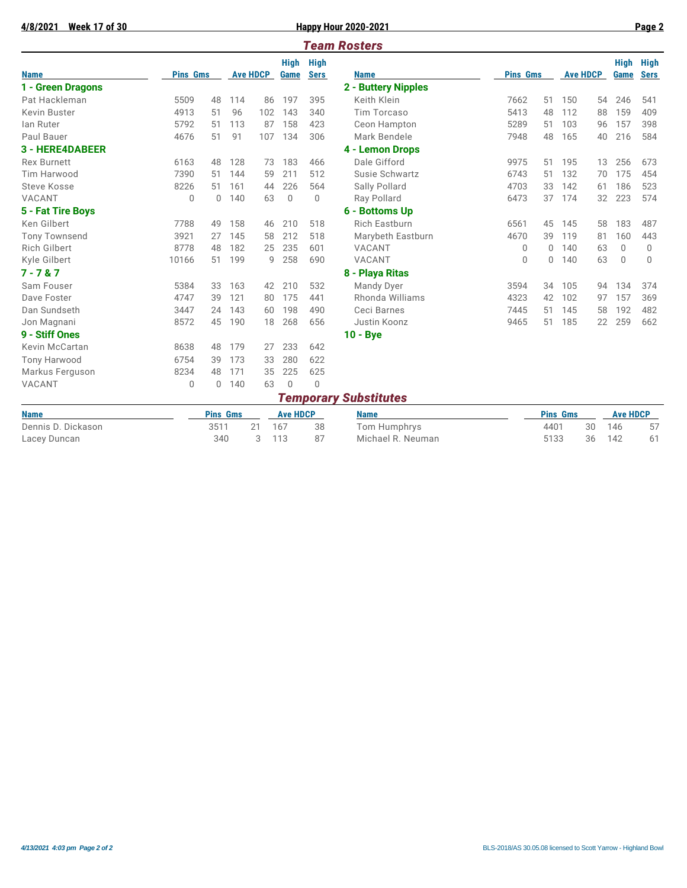## Team Rosters

| Name | Pins | Gms | Ave | HDCP | High Game | High Sers |
|---|---|---|---|---|---|---|
| **1 - Green Dragons** | | | | | | |
| Pat Hackleman | 5509 | 48 | 114 | 86 | 197 | 395 |
| Kevin Buster | 4913 | 51 | 96 | 102 | 143 | 340 |
| Ian Ruter | 5792 | 51 | 113 | 87 | 158 | 423 |
| Paul Bauer | 4676 | 51 | 91 | 107 | 134 | 306 |
| **3 - HERE4DABEER** | | | | | | |
| Rex Burnett | 6163 | 48 | 128 | 73 | 183 | 466 |
| Tim Harwood | 7390 | 51 | 144 | 59 | 211 | 512 |
| Steve Kosse | 8226 | 51 | 161 | 44 | 226 | 564 |
| VACANT | 0 | 0 | 140 | 63 | 0 | 0 |
| **5 - Fat Tire Boys** | | | | | | |
| Ken Gilbert | 7788 | 49 | 158 | 46 | 210 | 518 |
| Tony Townsend | 3921 | 27 | 145 | 58 | 212 | 518 |
| Rich Gilbert | 8778 | 48 | 182 | 25 | 235 | 601 |
| Kyle Gilbert | 10166 | 51 | 199 | 9 | 258 | 690 |
| **7 - 7 & 7** | | | | | | |
| Sam Fouser | 5384 | 33 | 163 | 42 | 210 | 532 |
| Dave Foster | 4747 | 39 | 121 | 80 | 175 | 441 |
| Dan Sundseth | 3447 | 24 | 143 | 60 | 198 | 490 |
| Jon Magnani | 8572 | 45 | 190 | 18 | 268 | 656 |
| **9 - Stiff Ones** | | | | | | |
| Kevin McCartan | 8638 | 48 | 179 | 27 | 233 | 642 |
| Tony Harwood | 6754 | 39 | 173 | 33 | 280 | 622 |
| Markus Ferguson | 8234 | 48 | 171 | 35 | 225 | 625 |
| VACANT | 0 | 0 | 140 | 63 | 0 | 0 |
| **2 - Buttery Nipples** | | | | | | |
| Keith Klein | 7662 | 51 | 150 | 54 | 246 | 541 |
| Tim Torcaso | 5413 | 48 | 112 | 88 | 159 | 409 |
| Ceon Hampton | 5289 | 51 | 103 | 96 | 157 | 398 |
| Mark Bendele | 7948 | 48 | 165 | 40 | 216 | 584 |
| **4 - Lemon Drops** | | | | | | |
| Dale Gifford | 9975 | 51 | 195 | 13 | 256 | 673 |
| Susie Schwartz | 6743 | 51 | 132 | 70 | 175 | 454 |
| Sally Pollard | 4703 | 33 | 142 | 61 | 186 | 523 |
| Ray Pollard | 6473 | 37 | 174 | 32 | 223 | 574 |
| **6 - Bottoms Up** | | | | | | |
| Rich Eastburn | 6561 | 45 | 145 | 58 | 183 | 487 |
| Marybeth Eastburn | 4670 | 39 | 119 | 81 | 160 | 443 |
| VACANT | 0 | 0 | 140 | 63 | 0 | 0 |
| VACANT | 0 | 0 | 140 | 63 | 0 | 0 |
| **8 - Playa Ritas** | | | | | | |
| Mandy Dyer | 3594 | 34 | 105 | 94 | 134 | 374 |
| Rhonda Williams | 4323 | 42 | 102 | 97 | 157 | 369 |
| Ceci Barnes | 7445 | 51 | 145 | 58 | 192 | 482 |
| Justin Koonz | 9465 | 51 | 185 | 22 | 259 | 662 |
| **10 - Bye** | | | | | | |

## Temporary Substitutes

| Name | Pins | Gms | Ave | HDCP |
|---|---|---|---|---|
| Dennis D. Dickason | 3511 | 21 | 167 | 38 |
| Lacey Duncan | 340 | 3 | 113 | 87 |
| Tom Humphrys | 4401 | 30 | 146 | 57 |
| Michael R. Neuman | 5133 | 36 | 142 | 61 |